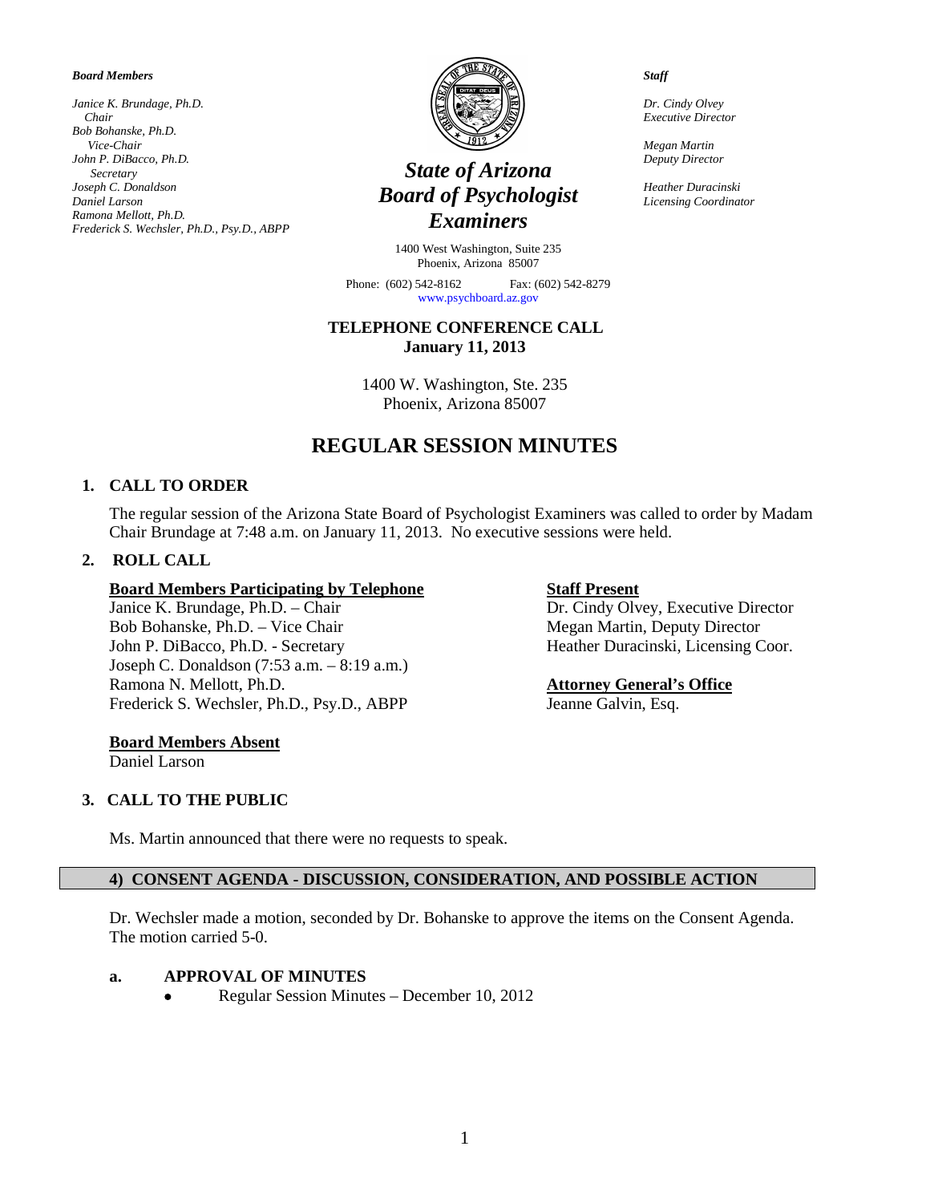***Board Members***

*Janice K. Brundage, Ph.D.*
*Chair*
*Bob Bohanske, Ph.D.*
*Vice-Chair*
*John P. DiBacco, Ph.D.*
*Secretary*
*Joseph C. Donaldson*
*Daniel Larson*
*Ramona Mellott, Ph.D.*
*Frederick S. Wechsler, Ph.D., Psy.D., ABPP*

# *State of Arizona Board of Psychologist Examiners*

1400 West Washington, Suite 235
Phoenix, Arizona 85007

Phone: (602) 542-8162 Fax: (602) 542-8279
www.psychboard.az.gov

***Staff***

*Dr. Cindy Olvey*
*Executive Director*

*Megan Martin*
*Deputy Director*

*Heather Duracinski*
*Licensing Coordinator*

**TELEPHONE CONFERENCE CALL**
**January 11, 2013**

1400 W. Washington, Ste. 235
Phoenix, Arizona 85007

## REGULAR SESSION MINUTES

### 1. CALL TO ORDER

The regular session of the Arizona State Board of Psychologist Examiners was called to order by Madam Chair Brundage at 7:48 a.m. on January 11, 2013. No executive sessions were held.

### 2. ROLL CALL

**Board Members Participating by Telephone**
Janice K. Brundage, Ph.D. – Chair
Bob Bohanske, Ph.D. – Vice Chair
John P. DiBacco, Ph.D. - Secretary
Joseph C. Donaldson (7:53 a.m. – 8:19 a.m.)
Ramona N. Mellott, Ph.D.
Frederick S. Wechsler, Ph.D., Psy.D., ABPP

**Staff Present**
Dr. Cindy Olvey, Executive Director
Megan Martin, Deputy Director
Heather Duracinski, Licensing Coor.

**Attorney General's Office**
Jeanne Galvin, Esq.

**Board Members Absent**
Daniel Larson

### 3. CALL TO THE PUBLIC

Ms. Martin announced that there were no requests to speak.

### 4) CONSENT AGENDA - DISCUSSION, CONSIDERATION, AND POSSIBLE ACTION

Dr. Wechsler made a motion, seconded by Dr. Bohanske to approve the items on the Consent Agenda. The motion carried 5-0.

**a. APPROVAL OF MINUTES**

- Regular Session Minutes – December 10, 2012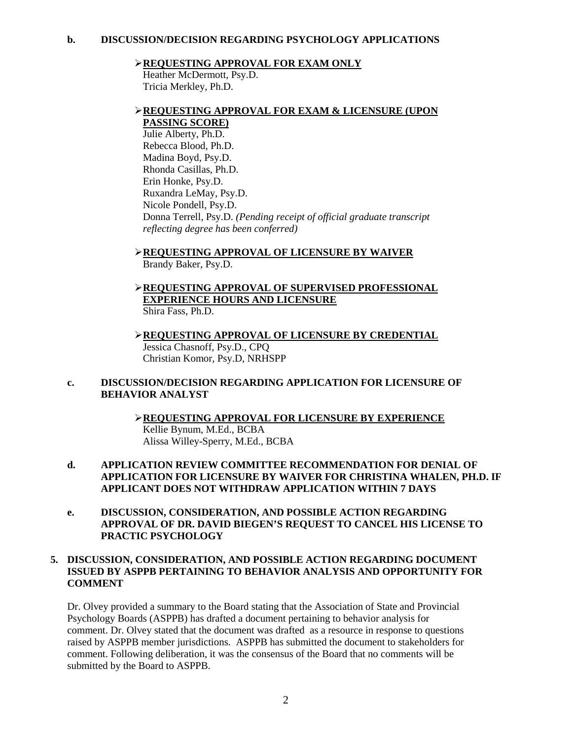**b. DISCUSSION/DECISION REGARDING PSYCHOLOGY APPLICATIONS**

- **REQUESTING APPROVAL FOR EXAM ONLY**
  Heather McDermott, Psy.D.
  Tricia Merkley, Ph.D.

- **REQUESTING APPROVAL FOR EXAM & LICENSURE (UPON PASSING SCORE)**
  Julie Alberty, Ph.D.
  Rebecca Blood, Ph.D.
  Madina Boyd, Psy.D.
  Rhonda Casillas, Ph.D.
  Erin Honke, Psy.D.
  Ruxandra LeMay, Psy.D.
  Nicole Pondell, Psy.D.
  Donna Terrell, Psy.D. *(Pending receipt of official graduate transcript reflecting degree has been conferred)*

- **REQUESTING APPROVAL OF LICENSURE BY WAIVER**
  Brandy Baker, Psy.D.

- **REQUESTING APPROVAL OF SUPERVISED PROFESSIONAL EXPERIENCE HOURS AND LICENSURE**
  Shira Fass, Ph.D.

- **REQUESTING APPROVAL OF LICENSURE BY CREDENTIAL**
  Jessica Chasnoff, Psy.D., CPQ
  Christian Komor, Psy.D, NRHSPP

**c. DISCUSSION/DECISION REGARDING APPLICATION FOR LICENSURE OF BEHAVIOR ANALYST**

- **REQUESTING APPROVAL FOR LICENSURE BY EXPERIENCE**
  Kellie Bynum, M.Ed., BCBA
  Alissa Willey-Sperry, M.Ed., BCBA

**d. APPLICATION REVIEW COMMITTEE RECOMMENDATION FOR DENIAL OF APPLICATION FOR LICENSURE BY WAIVER FOR CHRISTINA WHALEN, PH.D. IF APPLICANT DOES NOT WITHDRAW APPLICATION WITHIN 7 DAYS**

**e. DISCUSSION, CONSIDERATION, AND POSSIBLE ACTION REGARDING APPROVAL OF DR. DAVID BIEGEN'S REQUEST TO CANCEL HIS LICENSE TO PRACTIC PSYCHOLOGY**

**5. DISCUSSION, CONSIDERATION, AND POSSIBLE ACTION REGARDING DOCUMENT ISSUED BY ASPPB PERTAINING TO BEHAVIOR ANALYSIS AND OPPORTUNITY FOR COMMENT**

Dr. Olvey provided a summary to the Board stating that the Association of State and Provincial Psychology Boards (ASPPB) has drafted a document pertaining to behavior analysis for comment. Dr. Olvey stated that the document was drafted as a resource in response to questions raised by ASPPB member jurisdictions. ASPPB has submitted the document to stakeholders for comment. Following deliberation, it was the consensus of the Board that no comments will be submitted by the Board to ASPPB.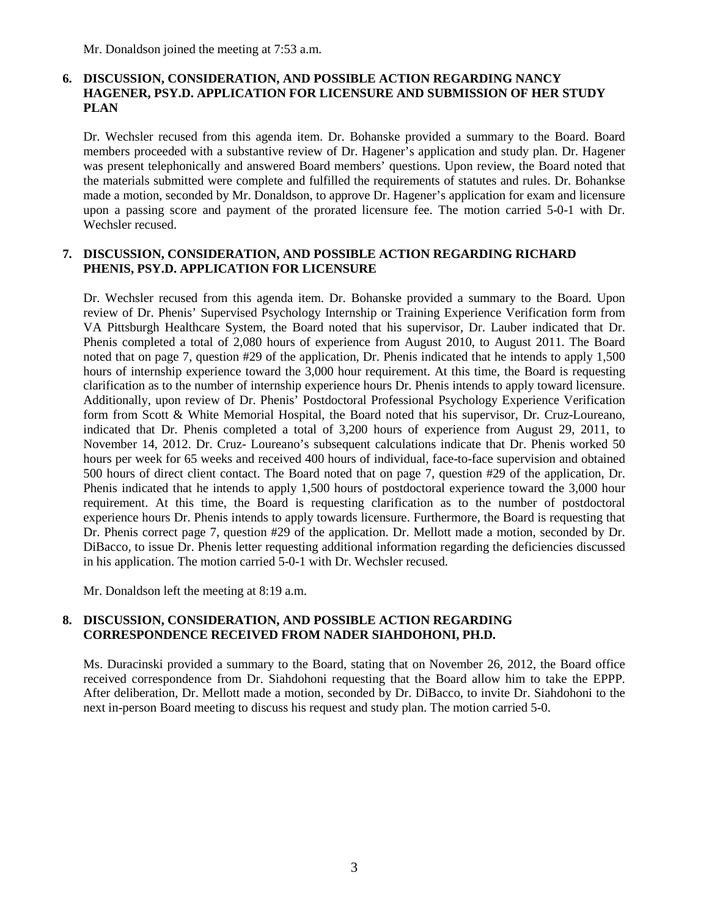Mr. Donaldson joined the meeting at 7:53 a.m.

**6. DISCUSSION, CONSIDERATION, AND POSSIBLE ACTION REGARDING NANCY HAGENER, PSY.D. APPLICATION FOR LICENSURE AND SUBMISSION OF HER STUDY PLAN**

Dr. Wechsler recused from this agenda item. Dr. Bohanske provided a summary to the Board. Board members proceeded with a substantive review of Dr. Hagener's application and study plan. Dr. Hagener was present telephonically and answered Board members' questions. Upon review, the Board noted that the materials submitted were complete and fulfilled the requirements of statutes and rules. Dr. Bohankse made a motion, seconded by Mr. Donaldson, to approve Dr. Hagener's application for exam and licensure upon a passing score and payment of the prorated licensure fee. The motion carried 5-0-1 with Dr. Wechsler recused.

**7. DISCUSSION, CONSIDERATION, AND POSSIBLE ACTION REGARDING RICHARD PHENIS, PSY.D. APPLICATION FOR LICENSURE**

Dr. Wechsler recused from this agenda item. Dr. Bohanske provided a summary to the Board. Upon review of Dr. Phenis' Supervised Psychology Internship or Training Experience Verification form from VA Pittsburgh Healthcare System, the Board noted that his supervisor, Dr. Lauber indicated that Dr. Phenis completed a total of 2,080 hours of experience from August 2010, to August 2011. The Board noted that on page 7, question #29 of the application, Dr. Phenis indicated that he intends to apply 1,500 hours of internship experience toward the 3,000 hour requirement. At this time, the Board is requesting clarification as to the number of internship experience hours Dr. Phenis intends to apply toward licensure. Additionally, upon review of Dr. Phenis' Postdoctoral Professional Psychology Experience Verification form from Scott & White Memorial Hospital, the Board noted that his supervisor, Dr. Cruz-Loureano, indicated that Dr. Phenis completed a total of 3,200 hours of experience from August 29, 2011, to November 14, 2012. Dr. Cruz- Loureano's subsequent calculations indicate that Dr. Phenis worked 50 hours per week for 65 weeks and received 400 hours of individual, face-to-face supervision and obtained 500 hours of direct client contact. The Board noted that on page 7, question #29 of the application, Dr. Phenis indicated that he intends to apply 1,500 hours of postdoctoral experience toward the 3,000 hour requirement. At this time, the Board is requesting clarification as to the number of postdoctoral experience hours Dr. Phenis intends to apply towards licensure. Furthermore, the Board is requesting that Dr. Phenis correct page 7, question #29 of the application. Dr. Mellott made a motion, seconded by Dr. DiBacco, to issue Dr. Phenis letter requesting additional information regarding the deficiencies discussed in his application. The motion carried 5-0-1 with Dr. Wechsler recused.

Mr. Donaldson left the meeting at 8:19 a.m.

**8. DISCUSSION, CONSIDERATION, AND POSSIBLE ACTION REGARDING CORRESPONDENCE RECEIVED FROM NADER SIAHDOHONI, PH.D.**

Ms. Duracinski provided a summary to the Board, stating that on November 26, 2012, the Board office received correspondence from Dr. Siahdohoni requesting that the Board allow him to take the EPPP. After deliberation, Dr. Mellott made a motion, seconded by Dr. DiBacco, to invite Dr. Siahdohoni to the next in-person Board meeting to discuss his request and study plan. The motion carried 5-0.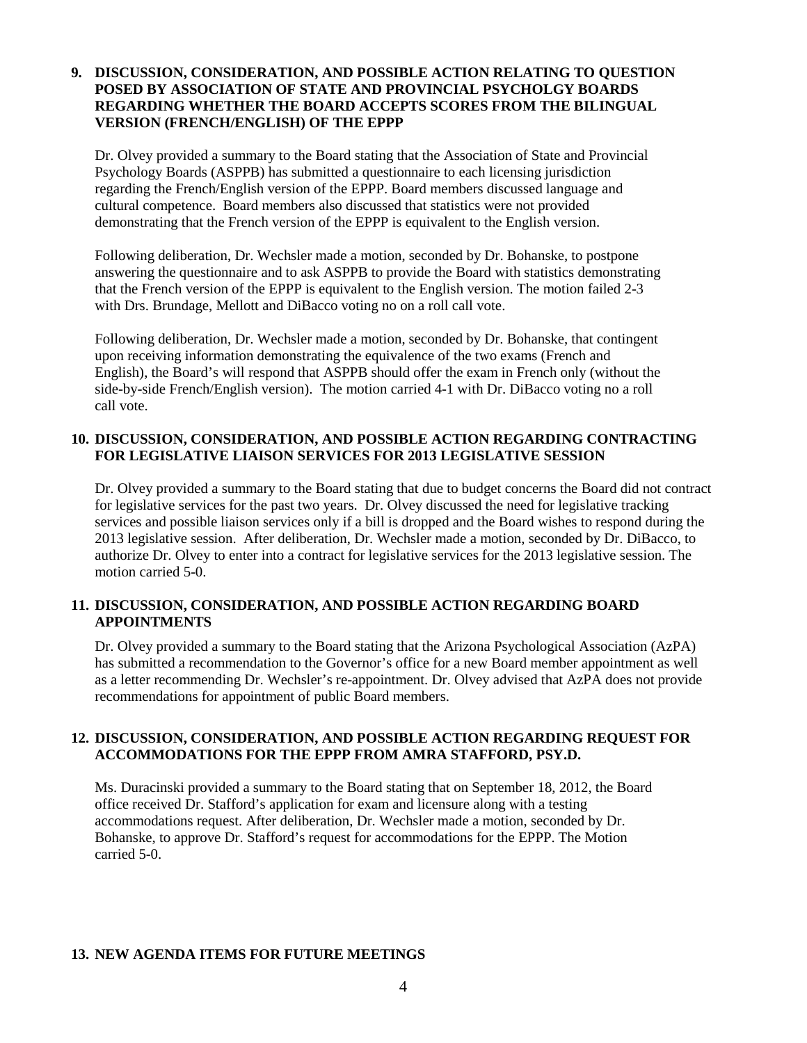**9. DISCUSSION, CONSIDERATION, AND POSSIBLE ACTION RELATING TO QUESTION POSED BY ASSOCIATION OF STATE AND PROVINCIAL PSYCHOLGY BOARDS REGARDING WHETHER THE BOARD ACCEPTS SCORES FROM THE BILINGUAL VERSION (FRENCH/ENGLISH) OF THE EPPP**

Dr. Olvey provided a summary to the Board stating that the Association of State and Provincial Psychology Boards (ASPPB) has submitted a questionnaire to each licensing jurisdiction regarding the French/English version of the EPPP. Board members discussed language and cultural competence. Board members also discussed that statistics were not provided demonstrating that the French version of the EPPP is equivalent to the English version.

Following deliberation, Dr. Wechsler made a motion, seconded by Dr. Bohanske, to postpone answering the questionnaire and to ask ASPPB to provide the Board with statistics demonstrating that the French version of the EPPP is equivalent to the English version. The motion failed 2-3 with Drs. Brundage, Mellott and DiBacco voting no on a roll call vote.

Following deliberation, Dr. Wechsler made a motion, seconded by Dr. Bohanske, that contingent upon receiving information demonstrating the equivalence of the two exams (French and English), the Board's will respond that ASPPB should offer the exam in French only (without the side-by-side French/English version). The motion carried 4-1 with Dr. DiBacco voting no a roll call vote.

**10. DISCUSSION, CONSIDERATION, AND POSSIBLE ACTION REGARDING CONTRACTING FOR LEGISLATIVE LIAISON SERVICES FOR 2013 LEGISLATIVE SESSION**

Dr. Olvey provided a summary to the Board stating that due to budget concerns the Board did not contract for legislative services for the past two years. Dr. Olvey discussed the need for legislative tracking services and possible liaison services only if a bill is dropped and the Board wishes to respond during the 2013 legislative session. After deliberation, Dr. Wechsler made a motion, seconded by Dr. DiBacco, to authorize Dr. Olvey to enter into a contract for legislative services for the 2013 legislative session. The motion carried 5-0.

**11. DISCUSSION, CONSIDERATION, AND POSSIBLE ACTION REGARDING BOARD APPOINTMENTS**

Dr. Olvey provided a summary to the Board stating that the Arizona Psychological Association (AzPA) has submitted a recommendation to the Governor's office for a new Board member appointment as well as a letter recommending Dr. Wechsler's re-appointment. Dr. Olvey advised that AzPA does not provide recommendations for appointment of public Board members.

**12. DISCUSSION, CONSIDERATION, AND POSSIBLE ACTION REGARDING REQUEST FOR ACCOMMODATIONS FOR THE EPPP FROM AMRA STAFFORD, PSY.D.**

Ms. Duracinski provided a summary to the Board stating that on September 18, 2012, the Board office received Dr. Stafford's application for exam and licensure along with a testing accommodations request. After deliberation, Dr. Wechsler made a motion, seconded by Dr. Bohanske, to approve Dr. Stafford's request for accommodations for the EPPP. The Motion carried 5-0.

**13. NEW AGENDA ITEMS FOR FUTURE MEETINGS**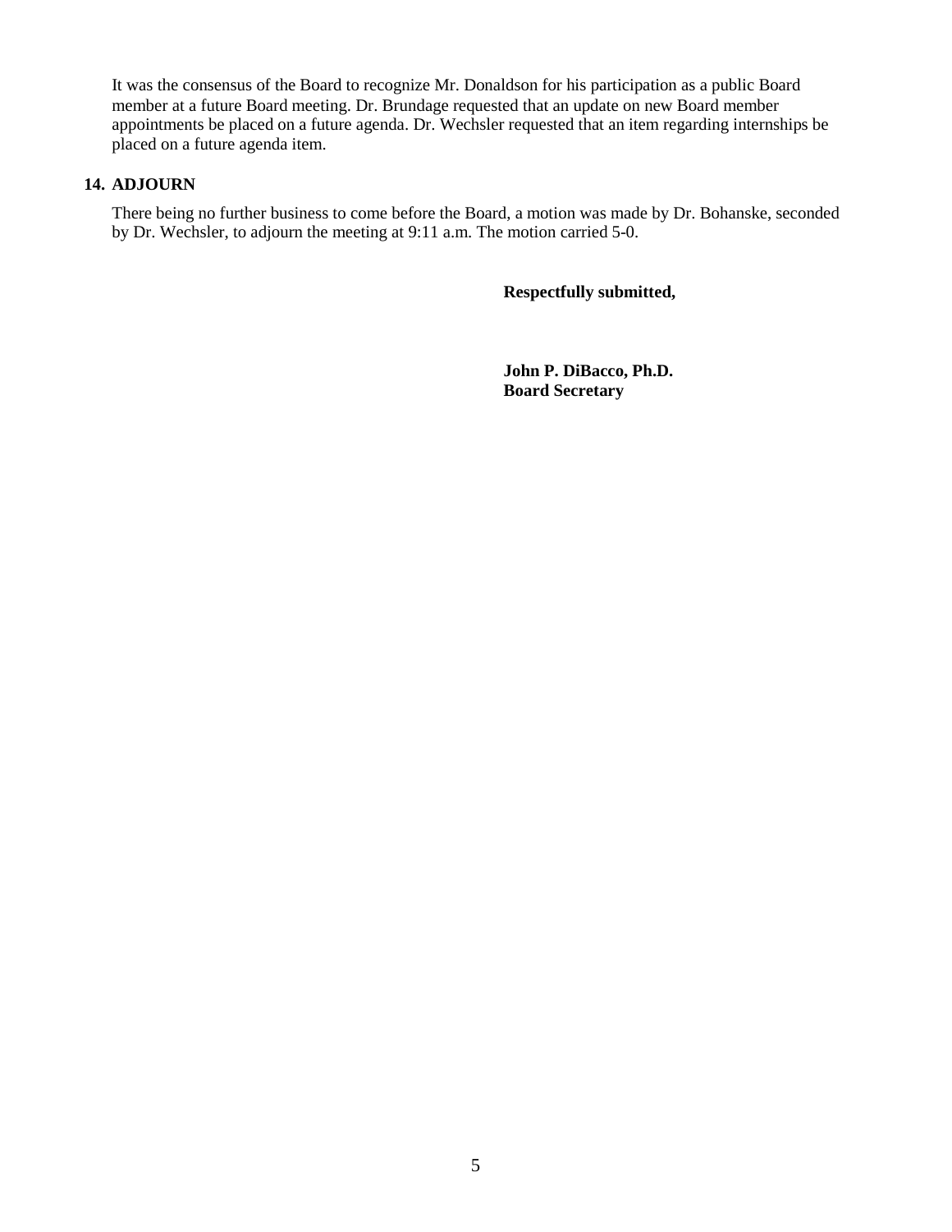It was the consensus of the Board to recognize Mr. Donaldson for his participation as a public Board member at a future Board meeting. Dr. Brundage requested that an update on new Board member appointments be placed on a future agenda. Dr. Wechsler requested that an item regarding internships be placed on a future agenda item.

## 14. ADJOURN

There being no further business to come before the Board, a motion was made by Dr. Bohanske, seconded by Dr. Wechsler, to adjourn the meeting at 9:11 a.m. The motion carried 5-0.

**Respectfully submitted,**

**John P. DiBacco, Ph.D.**
**Board Secretary**